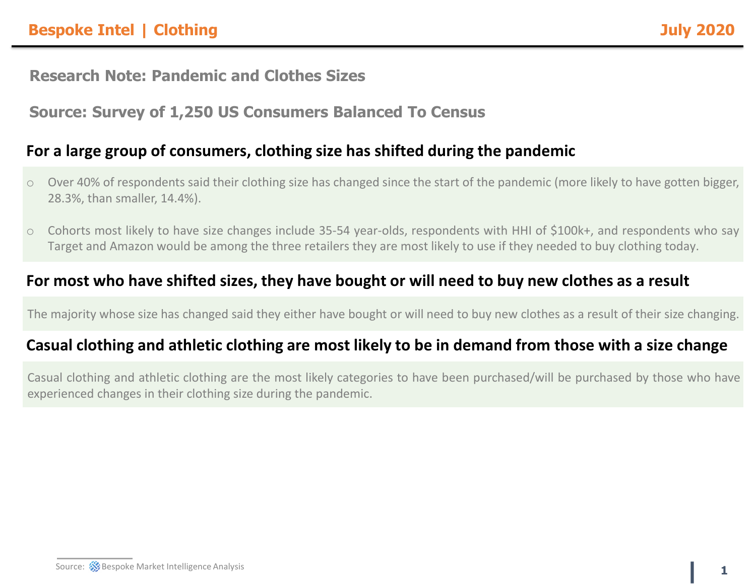# Research Note: Pandemic and Clothes Sizes

## Source: Survey of 1,250 US Consumers Balanced To Census

### For a large group of consumers, clothing size has shifted during the pandemic

- Over 40% of respondents said their clothing size has changed since the start of the pandemic (more likely to have gotten bigger, 28.3%, than smaller, 14.4%).
- Cohorts most likely to have size changes include 35-54 year-olds, respondents with HHI of $100k+, and respondents who say Target and Amazon would be among the three retailers they are most likely to use if they needed to buy clothing today.

### For most who have shifted sizes, they have bought or will need to buy new clothes as a result

The majority whose size has changed said they either have bought or will need to buy new clothes as a result of their size changing.

### Casual clothing and athletic clothing are most likely to be in demand from those with a size change

Casual clothing and athletic clothing are the most likely categories to have been purchased/will be purchased by those who have experienced changes in their clothing size during the pandemic.

Source: Bespoke Market Intelligence Analysis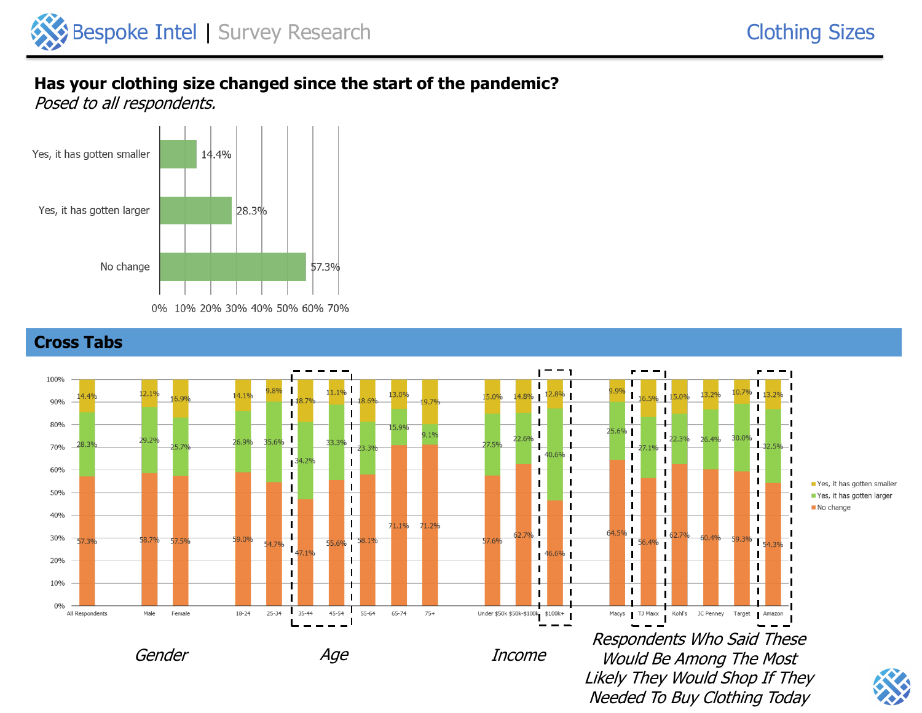## Has your clothing size changed since the start of the pandemic?

*Posed to all respondents.*

| Response | % |
|---|---|
| Yes, it has gotten smaller | 14.4% |
| Yes, it has gotten larger | 28.3% |
| No change | 57.3% |

## Cross Tabs

| Group | Segment | Yes, it has gotten smaller | Yes, it has gotten larger | No change |
|---|---|---|---|---|
| | All Respondents | 14.4% | 28.3% | 57.3% |
| Gender | Male | 12.1% | 29.2% | 58.7% |
| | Female | 16.9% | 25.7% | 57.5% |
| Age | 18-24 | 14.1% | 26.9% | 59.0% |
| | 25-34 | 9.8% | 35.6% | 54.7% |
| | 35-44 | 18.7% | 34.2% | 47.1% |
| | 45-54 | 11.1% | 33.3% | 55.6% |
| | 55-64 | 18.6% | 23.3% | 58.1% |
| | 65-74 | 13.0% | 15.9% | 71.1% |
| | 75+ | 19.7% | 9.1% | 71.2% |
| Income | Under $50k | 15.0% | 27.5% | 57.6% |
| | $50k-$100k | 14.8% | 22.6% | 62.7% |
| | $100k+ | 12.8% | 40.6% | 46.6% |
| Respondents Who Said These Would Be Among The Most Likely They Would Shop If They Needed To Buy Clothing Today | Macys | 9.9% | 25.6% | 64.5% |
| | TJ Maxx | 16.5% | 27.1% | 56.4% |
| | Kohl's | 15.0% | 22.3% | 62.7% |
| | JC Penney | 13.2% | 26.4% | 60.4% |
| | Target | 10.7% | 30.0% | 59.3% |
| | Amazon | 13.2% | 32.5% | 54.3% |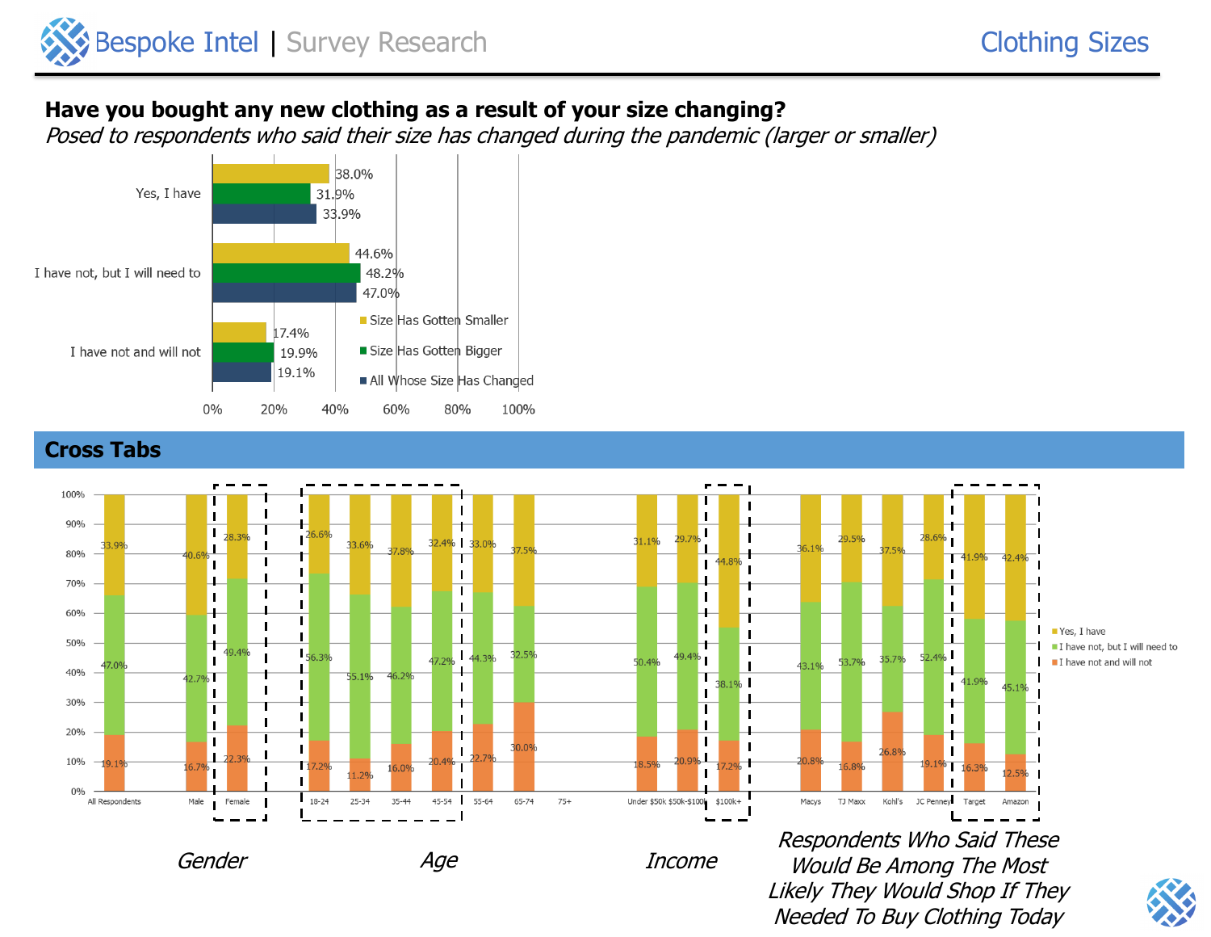# Have you bought any new clothing as a result of your size changing?

*Posed to respondents who said their size has changed during the pandemic (larger or smaller)*

| Response | Size Has Gotten Smaller | Size Has Gotten Bigger | All Whose Size Has Changed |
|---|---|---|---|
| Yes, I have | 38.0% | 31.9% | 33.9% |
| I have not, but I will need to | 44.6% | 48.2% | 47.0% |
| I have not and will not | 17.4% | 19.9% | 19.1% |

## Cross Tabs

| Group | Yes, I have | I have not, but I will need to | I have not and will not |
|---|---|---|---|
| All Respondents | 33.9% | 47.0% | 19.1% |
| **Gender** | | | |
| Male | 40.6% | 42.7% | 16.7% |
| Female | 28.3% | 49.4% | 22.3% |
| **Age** | | | |
| 18-24 | 26.6% | 56.3% | 17.2% |
| 25-34 | 33.6% | 55.1% | 11.2% |
| 35-44 | 37.8% | 46.2% | 16.0% |
| 45-54 | 32.4% | 47.2% | 20.4% |
| 55-64 | 33.0% | 44.3% | 22.7% |
| 65-74 | 37.5% | 32.5% | 30.0% |
| 75+ | | | |
| **Income** | | | |
| Under $50k | 31.1% | 50.4% | 18.5% |
| $50k-$100k | 29.7% | 49.4% | 20.9% |
| $100k+ | 44.8% | 38.1% | 17.2% |
| **Respondents Who Said These Would Be Among The Most Likely They Would Shop If They Needed To Buy Clothing Today** | | | |
| Macys | 36.1% | 43.1% | 20.8% |
| TJ Maxx | 29.5% | 53.7% | 16.8% |
| Kohl's | 37.5% | 35.7% | 26.8% |
| JC Penney | 28.6% | 52.4% | 19.1% |
| Target | 41.9% | 41.9% | 16.3% |
| Amazon | 42.4% | 45.1% | 12.5% |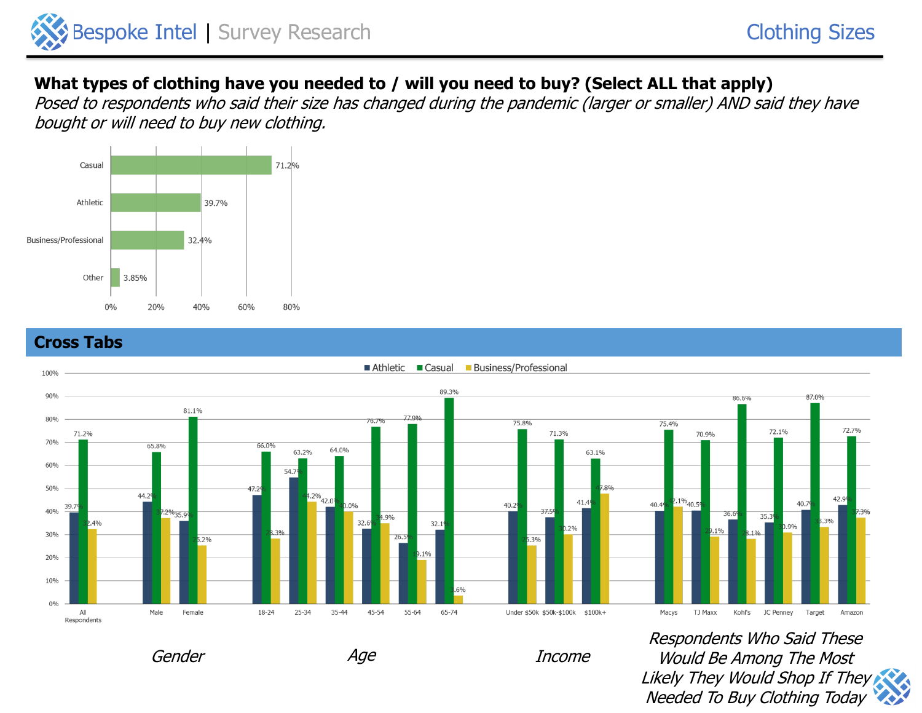## What types of clothing have you needed to / will you need to buy? (Select ALL that apply)

*Posed to respondents who said their size has changed during the pandemic (larger or smaller) AND said they have bought or will need to buy new clothing.*

Casual 71.2%
Athletic 39.7%
Business/Professional 32.4%
Other 3.85%

0% 20% 40% 60% 80%

## Cross Tabs

Athletic Casual Business/Professional

100% 90% 80% 70% 60% 50% 40% 30% 20% 10% 0%

All Respondents: 39.7% 71.2% 32.4%

Male: 44.2% 65.8% 37.2%
Female: 35.9% 81.1% 25.2%

18-24: 47.2% 66.0% 28.3%
25-34: 54.7% 63.2% 44.2%
35-44: 42.0% 64.0% 40.0%
45-54: 32.6% 76.7% 34.9%
55-64: 26.5% 77.9% 19.1%
65-74: 32.1% 89.3% 3.6%

Under $50k: 40.2% 75.8% 25.3%
$50k-$100k: 37.5% 71.3% 30.2%
$100k+: 41.4% 63.1% 47.8%

Macys: 40.4% 75.4% 42.1%
TJ Maxx: 40.5% 70.9% 29.1%
Kohl's: 36.6% 86.6% 28.1%
JC Penney: 35.3% 72.1% 30.9%
Target: 40.7% 87.0% 33.3%
Amazon: 42.9% 72.7% 37.3%

*Gender*

*Age*

*Income*

*Respondents Who Said These Would Be Among The Most Likely They Would Shop If They Needed To Buy Clothing Today*